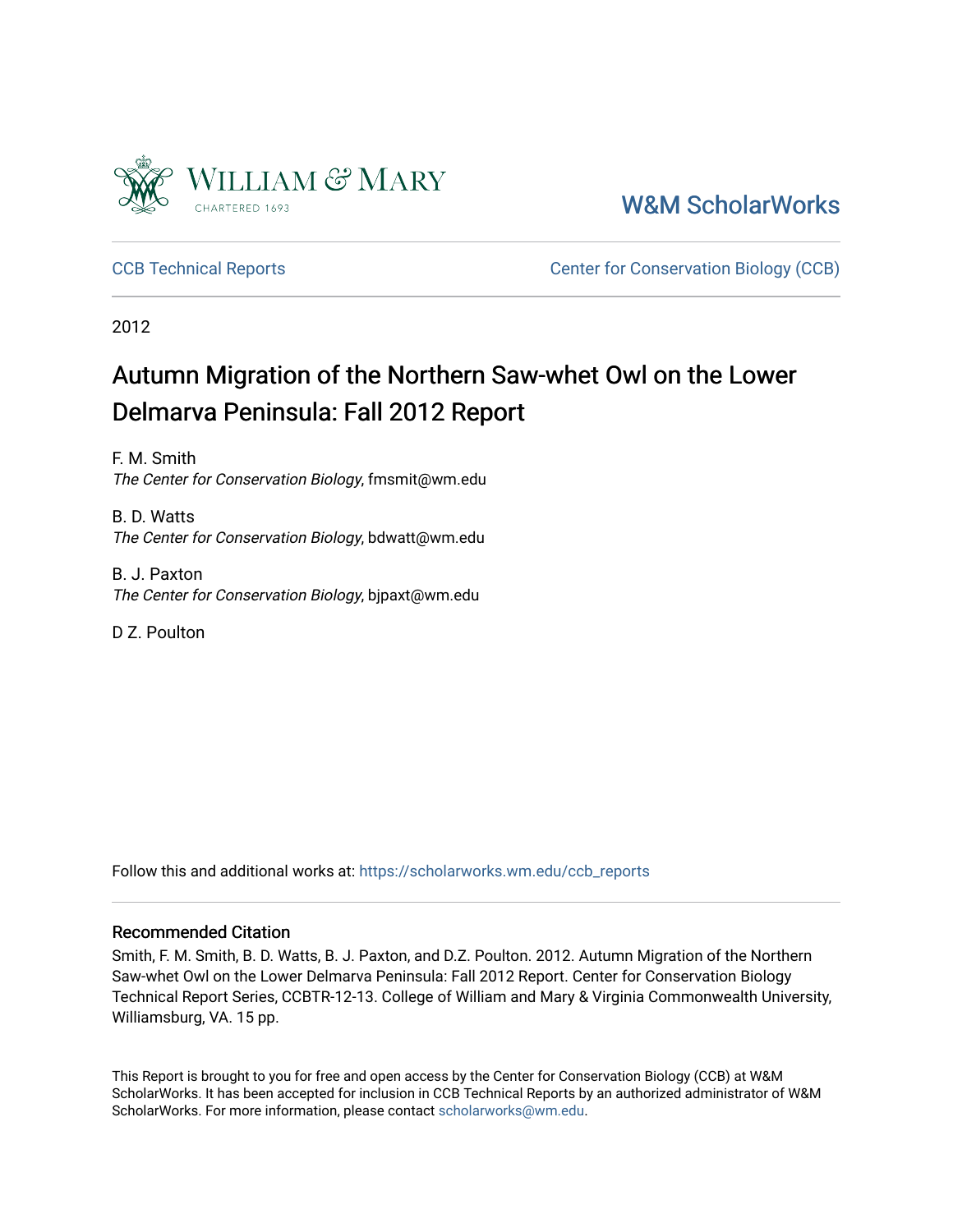William & Mary
CHARTERED 1693

W&M ScholarWorks

CCB Technical Reports

Center for Conservation Biology (CCB)

2012

# Autumn Migration of the Northern Saw-whet Owl on the Lower Delmarva Peninsula: Fall 2012 Report

F. M. Smith
*The Center for Conservation Biology*, fmsmit@wm.edu

B. D. Watts
*The Center for Conservation Biology*, bdwatt@wm.edu

B. J. Paxton
*The Center for Conservation Biology*, bjpaxt@wm.edu

D Z. Poulton

Follow this and additional works at: https://scholarworks.wm.edu/ccb_reports

## Recommended Citation

Smith, F. M. Smith, B. D. Watts, B. J. Paxton, and D.Z. Poulton. 2012. Autumn Migration of the Northern Saw-whet Owl on the Lower Delmarva Peninsula: Fall 2012 Report. Center for Conservation Biology Technical Report Series, CCBTR-12-13. College of William and Mary & Virginia Commonwealth University, Williamsburg, VA. 15 pp.

This Report is brought to you for free and open access by the Center for Conservation Biology (CCB) at W&M ScholarWorks. It has been accepted for inclusion in CCB Technical Reports by an authorized administrator of W&M ScholarWorks. For more information, please contact scholarworks@wm.edu.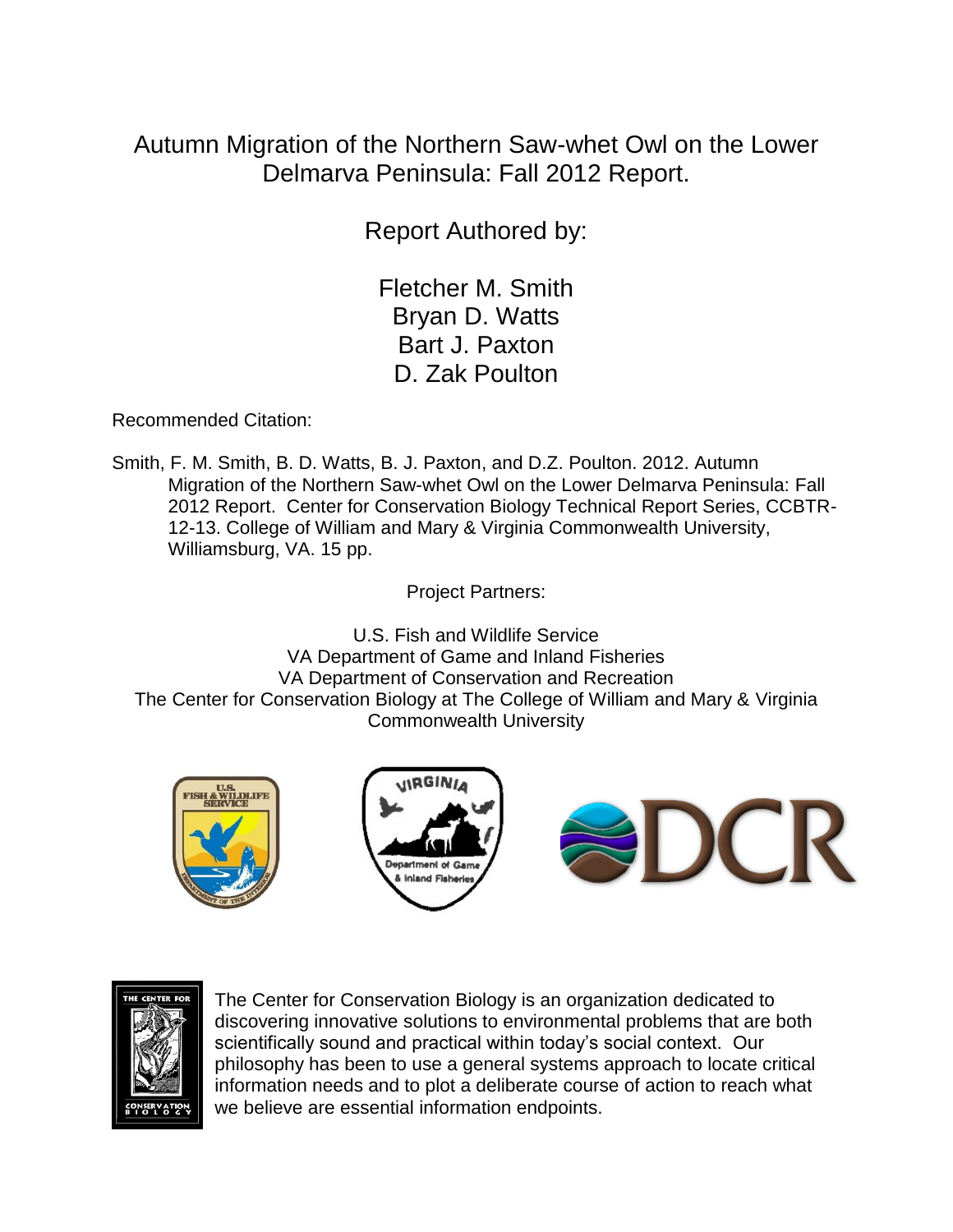# Autumn Migration of the Northern Saw-whet Owl on the Lower Delmarva Peninsula: Fall 2012 Report.

Report Authored by:

Fletcher M. Smith
Bryan D. Watts
Bart J. Paxton
D. Zak Poulton

Recommended Citation:

Smith, F. M. Smith, B. D. Watts, B. J. Paxton, and D.Z. Poulton. 2012. Autumn Migration of the Northern Saw-whet Owl on the Lower Delmarva Peninsula: Fall 2012 Report. Center for Conservation Biology Technical Report Series, CCBTR-12-13. College of William and Mary & Virginia Commonwealth University, Williamsburg, VA. 15 pp.

Project Partners:

U.S. Fish and Wildlife Service
VA Department of Game and Inland Fisheries
VA Department of Conservation and Recreation
The Center for Conservation Biology at The College of William and Mary & Virginia Commonwealth University

The Center for Conservation Biology is an organization dedicated to discovering innovative solutions to environmental problems that are both scientifically sound and practical within today's social context. Our philosophy has been to use a general systems approach to locate critical information needs and to plot a deliberate course of action to reach what we believe are essential information endpoints.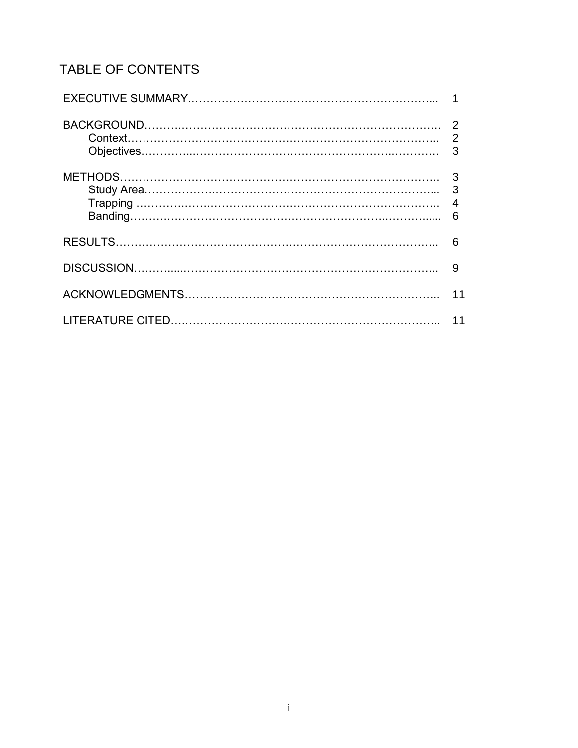## TABLE OF CONTENTS

| | |
|---|---|
| EXECUTIVE SUMMARY | 1 |
| BACKGROUND | 2 |
| Context | 2 |
| Objectives | 3 |
| METHODS | 3 |
| Study Area | 3 |
| Trapping | 4 |
| Banding | 6 |
| RESULTS | 6 |
| DISCUSSION | 9 |
| ACKNOWLEDGMENTS | 11 |
| LITERATURE CITED | 11 |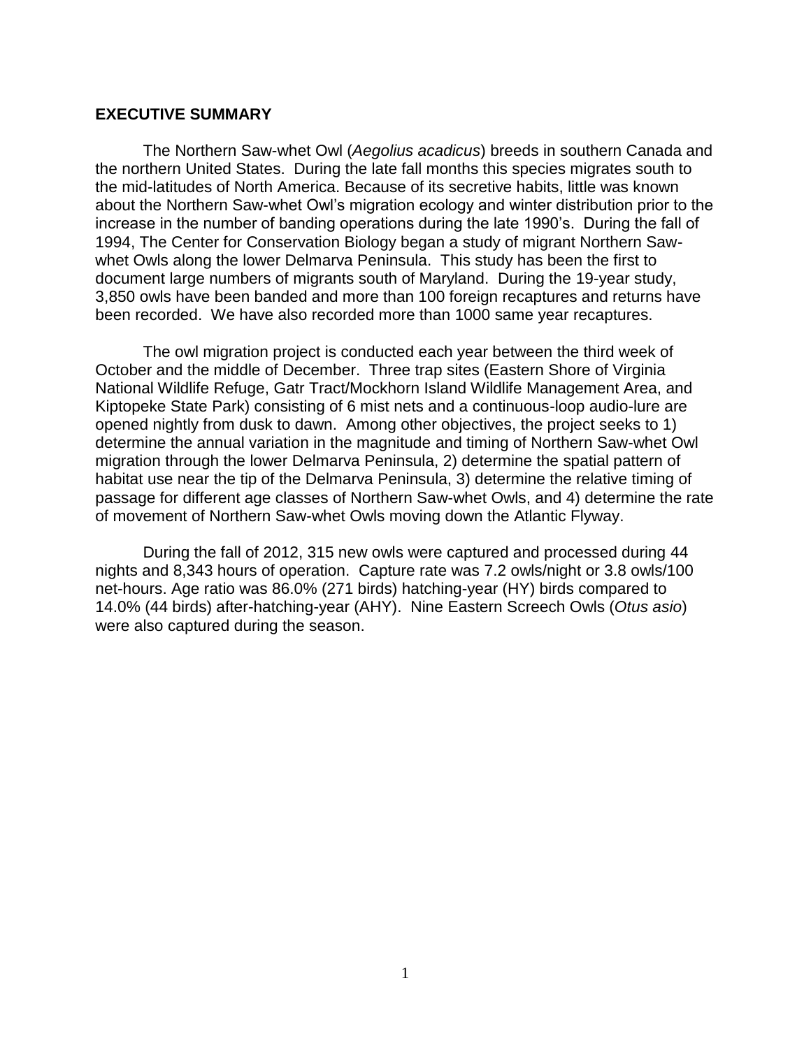## EXECUTIVE SUMMARY

The Northern Saw-whet Owl (*Aegolius acadicus*) breeds in southern Canada and the northern United States. During the late fall months this species migrates south to the mid-latitudes of North America. Because of its secretive habits, little was known about the Northern Saw-whet Owl's migration ecology and winter distribution prior to the increase in the number of banding operations during the late 1990's. During the fall of 1994, The Center for Conservation Biology began a study of migrant Northern Saw-whet Owls along the lower Delmarva Peninsula. This study has been the first to document large numbers of migrants south of Maryland. During the 19-year study, 3,850 owls have been banded and more than 100 foreign recaptures and returns have been recorded. We have also recorded more than 1000 same year recaptures.

The owl migration project is conducted each year between the third week of October and the middle of December. Three trap sites (Eastern Shore of Virginia National Wildlife Refuge, Gatr Tract/Mockhorn Island Wildlife Management Area, and Kiptopeke State Park) consisting of 6 mist nets and a continuous-loop audio-lure are opened nightly from dusk to dawn. Among other objectives, the project seeks to 1) determine the annual variation in the magnitude and timing of Northern Saw-whet Owl migration through the lower Delmarva Peninsula, 2) determine the spatial pattern of habitat use near the tip of the Delmarva Peninsula, 3) determine the relative timing of passage for different age classes of Northern Saw-whet Owls, and 4) determine the rate of movement of Northern Saw-whet Owls moving down the Atlantic Flyway.

During the fall of 2012, 315 new owls were captured and processed during 44 nights and 8,343 hours of operation. Capture rate was 7.2 owls/night or 3.8 owls/100 net-hours. Age ratio was 86.0% (271 birds) hatching-year (HY) birds compared to 14.0% (44 birds) after-hatching-year (AHY). Nine Eastern Screech Owls (*Otus asio*) were also captured during the season.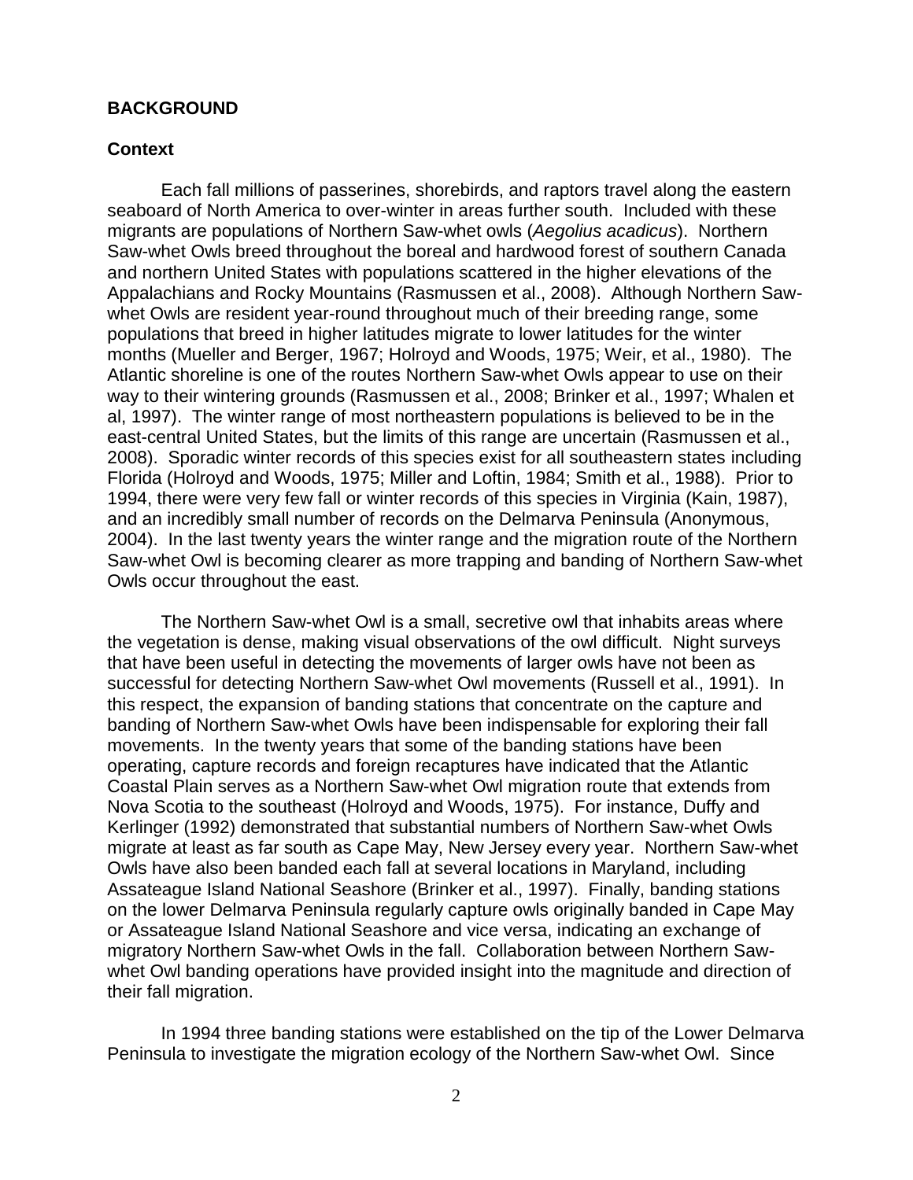## BACKGROUND

### Context

Each fall millions of passerines, shorebirds, and raptors travel along the eastern seaboard of North America to over-winter in areas further south. Included with these migrants are populations of Northern Saw-whet owls (*Aegolius acadicus*). Northern Saw-whet Owls breed throughout the boreal and hardwood forest of southern Canada and northern United States with populations scattered in the higher elevations of the Appalachians and Rocky Mountains (Rasmussen et al., 2008). Although Northern Saw-whet Owls are resident year-round throughout much of their breeding range, some populations that breed in higher latitudes migrate to lower latitudes for the winter months (Mueller and Berger, 1967; Holroyd and Woods, 1975; Weir, et al., 1980). The Atlantic shoreline is one of the routes Northern Saw-whet Owls appear to use on their way to their wintering grounds (Rasmussen et al., 2008; Brinker et al., 1997; Whalen et al, 1997). The winter range of most northeastern populations is believed to be in the east-central United States, but the limits of this range are uncertain (Rasmussen et al., 2008). Sporadic winter records of this species exist for all southeastern states including Florida (Holroyd and Woods, 1975; Miller and Loftin, 1984; Smith et al., 1988). Prior to 1994, there were very few fall or winter records of this species in Virginia (Kain, 1987), and an incredibly small number of records on the Delmarva Peninsula (Anonymous, 2004). In the last twenty years the winter range and the migration route of the Northern Saw-whet Owl is becoming clearer as more trapping and banding of Northern Saw-whet Owls occur throughout the east.

The Northern Saw-whet Owl is a small, secretive owl that inhabits areas where the vegetation is dense, making visual observations of the owl difficult. Night surveys that have been useful in detecting the movements of larger owls have not been as successful for detecting Northern Saw-whet Owl movements (Russell et al., 1991). In this respect, the expansion of banding stations that concentrate on the capture and banding of Northern Saw-whet Owls have been indispensable for exploring their fall movements. In the twenty years that some of the banding stations have been operating, capture records and foreign recaptures have indicated that the Atlantic Coastal Plain serves as a Northern Saw-whet Owl migration route that extends from Nova Scotia to the southeast (Holroyd and Woods, 1975). For instance, Duffy and Kerlinger (1992) demonstrated that substantial numbers of Northern Saw-whet Owls migrate at least as far south as Cape May, New Jersey every year. Northern Saw-whet Owls have also been banded each fall at several locations in Maryland, including Assateague Island National Seashore (Brinker et al., 1997). Finally, banding stations on the lower Delmarva Peninsula regularly capture owls originally banded in Cape May or Assateague Island National Seashore and vice versa, indicating an exchange of migratory Northern Saw-whet Owls in the fall. Collaboration between Northern Saw-whet Owl banding operations have provided insight into the magnitude and direction of their fall migration.

In 1994 three banding stations were established on the tip of the Lower Delmarva Peninsula to investigate the migration ecology of the Northern Saw-whet Owl. Since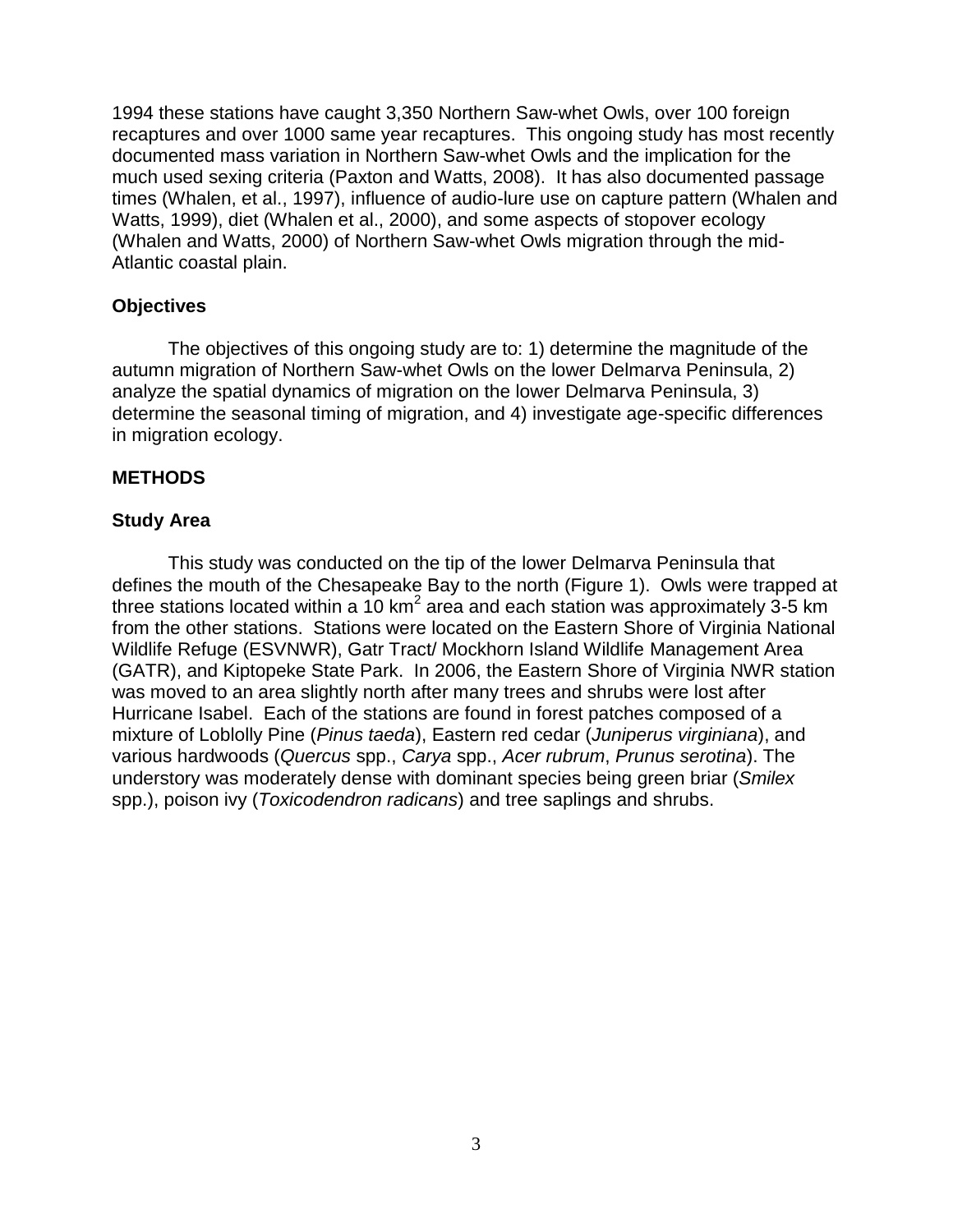1994 these stations have caught 3,350 Northern Saw-whet Owls, over 100 foreign recaptures and over 1000 same year recaptures. This ongoing study has most recently documented mass variation in Northern Saw-whet Owls and the implication for the much used sexing criteria (Paxton and Watts, 2008). It has also documented passage times (Whalen, et al., 1997), influence of audio-lure use on capture pattern (Whalen and Watts, 1999), diet (Whalen et al., 2000), and some aspects of stopover ecology (Whalen and Watts, 2000) of Northern Saw-whet Owls migration through the mid-Atlantic coastal plain.

### Objectives

The objectives of this ongoing study are to: 1) determine the magnitude of the autumn migration of Northern Saw-whet Owls on the lower Delmarva Peninsula, 2) analyze the spatial dynamics of migration on the lower Delmarva Peninsula, 3) determine the seasonal timing of migration, and 4) investigate age-specific differences in migration ecology.

## METHODS

### Study Area

This study was conducted on the tip of the lower Delmarva Peninsula that defines the mouth of the Chesapeake Bay to the north (Figure 1). Owls were trapped at three stations located within a 10 $km^2$ area and each station was approximately 3-5 km from the other stations. Stations were located on the Eastern Shore of Virginia National Wildlife Refuge (ESVNWR), Gatr Tract/ Mockhorn Island Wildlife Management Area (GATR), and Kiptopeke State Park. In 2006, the Eastern Shore of Virginia NWR station was moved to an area slightly north after many trees and shrubs were lost after Hurricane Isabel. Each of the stations are found in forest patches composed of a mixture of Loblolly Pine (*Pinus taeda*), Eastern red cedar (*Juniperus virginiana*), and various hardwoods (*Quercus* spp., *Carya* spp., *Acer rubrum*, *Prunus serotina*). The understory was moderately dense with dominant species being green briar (*Smilex* spp.), poison ivy (*Toxicodendron radicans*) and tree saplings and shrubs.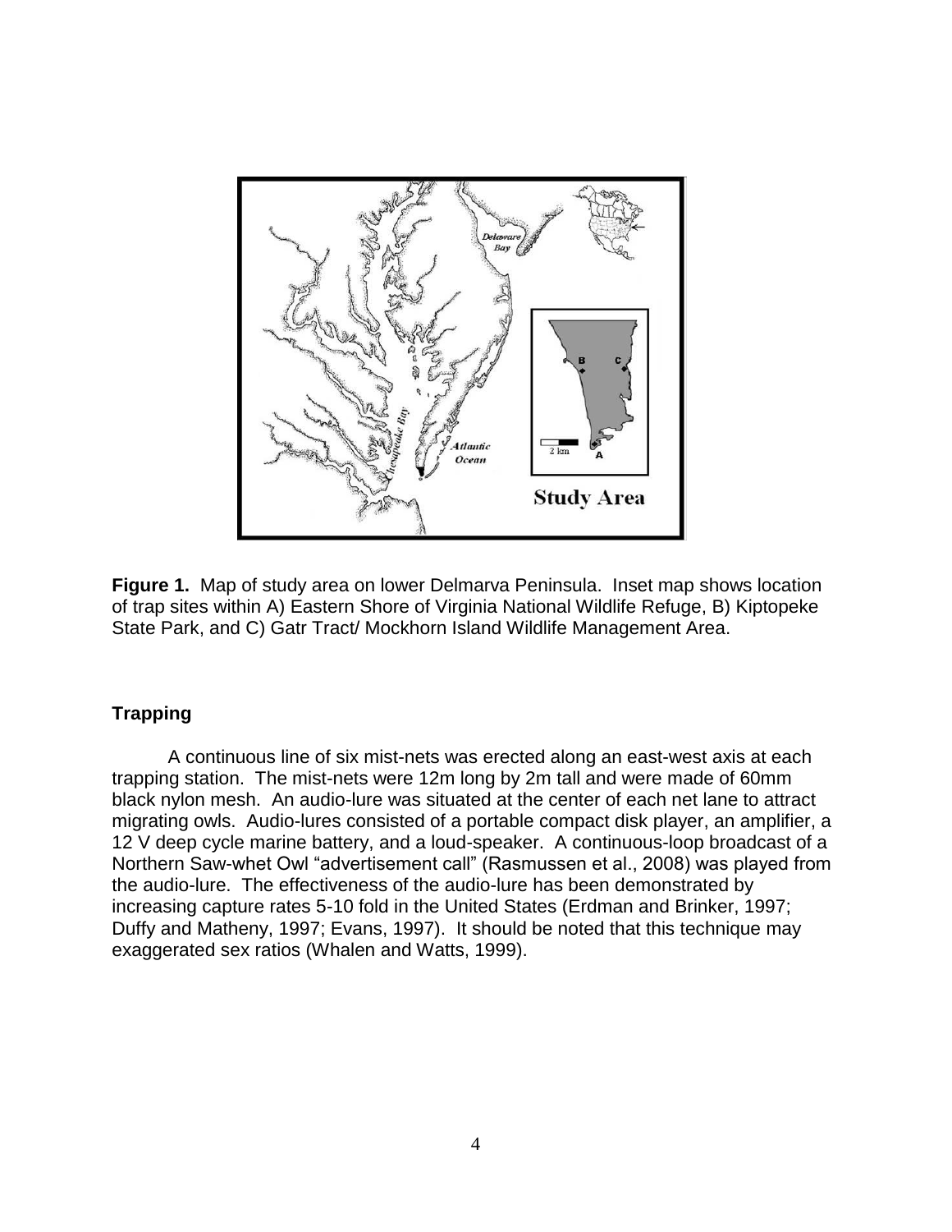Delaware Bay

Chesapeake Bay

Atlantic Ocean

B

C

2 km

A

Study Area

**Figure 1.** Map of study area on lower Delmarva Peninsula. Inset map shows location of trap sites within A) Eastern Shore of Virginia National Wildlife Refuge, B) Kiptopeke State Park, and C) Gatr Tract/ Mockhorn Island Wildlife Management Area.

### Trapping

A continuous line of six mist-nets was erected along an east-west axis at each trapping station. The mist-nets were 12m long by 2m tall and were made of 60mm black nylon mesh. An audio-lure was situated at the center of each net lane to attract migrating owls. Audio-lures consisted of a portable compact disk player, an amplifier, a 12 V deep cycle marine battery, and a loud-speaker. A continuous-loop broadcast of a Northern Saw-whet Owl "advertisement call" (Rasmussen et al., 2008) was played from the audio-lure. The effectiveness of the audio-lure has been demonstrated by increasing capture rates 5-10 fold in the United States (Erdman and Brinker, 1997; Duffy and Matheny, 1997; Evans, 1997). It should be noted that this technique may exaggerated sex ratios (Whalen and Watts, 1999).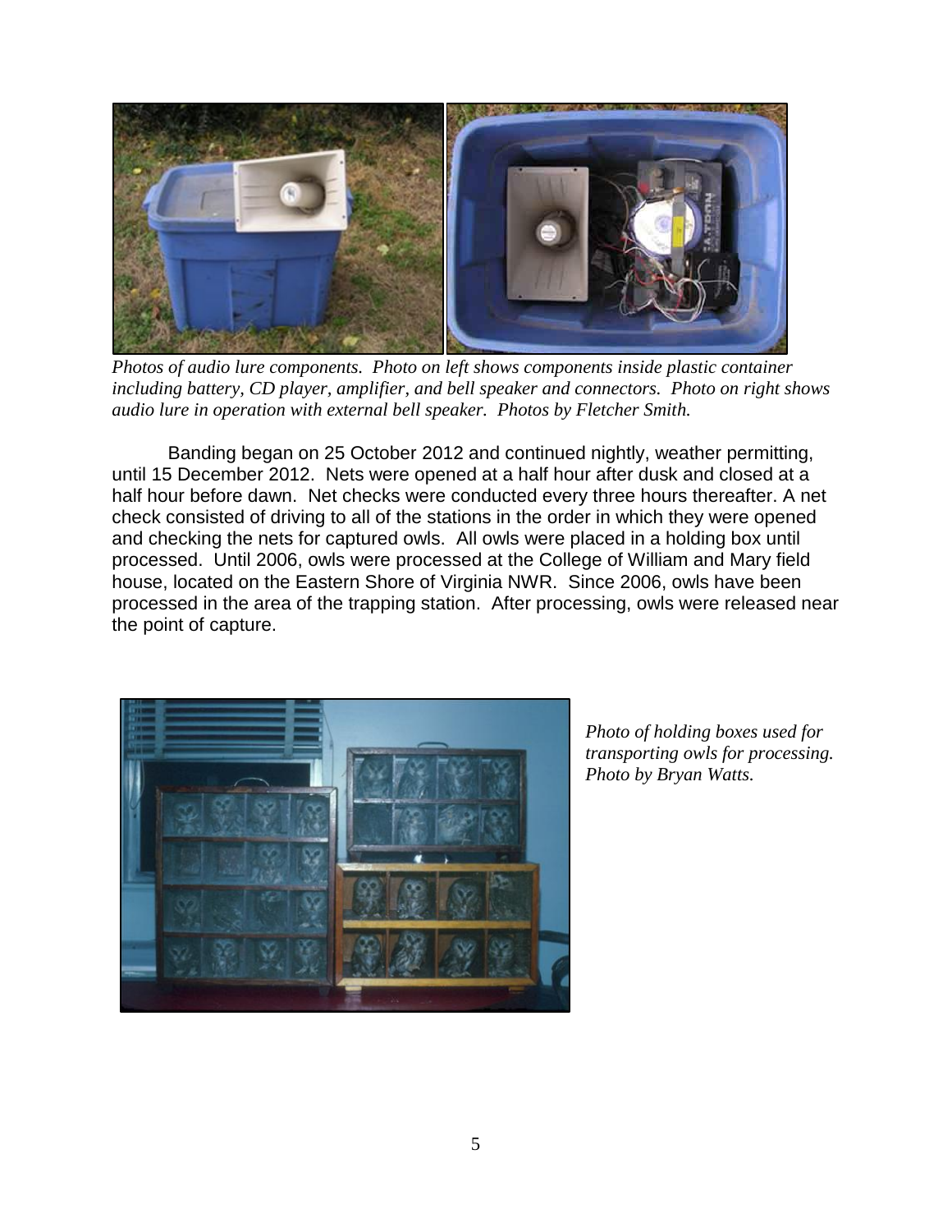*Photos of audio lure components. Photo on left shows components inside plastic container including battery, CD player, amplifier, and bell speaker and connectors. Photo on right shows audio lure in operation with external bell speaker. Photos by Fletcher Smith.*

Banding began on 25 October 2012 and continued nightly, weather permitting, until 15 December 2012. Nets were opened at a half hour after dusk and closed at a half hour before dawn. Net checks were conducted every three hours thereafter. A net check consisted of driving to all of the stations in the order in which they were opened and checking the nets for captured owls. All owls were placed in a holding box until processed. Until 2006, owls were processed at the College of William and Mary field house, located on the Eastern Shore of Virginia NWR. Since 2006, owls have been processed in the area of the trapping station. After processing, owls were released near the point of capture.

*Photo of holding boxes used for transporting owls for processing. Photo by Bryan Watts.*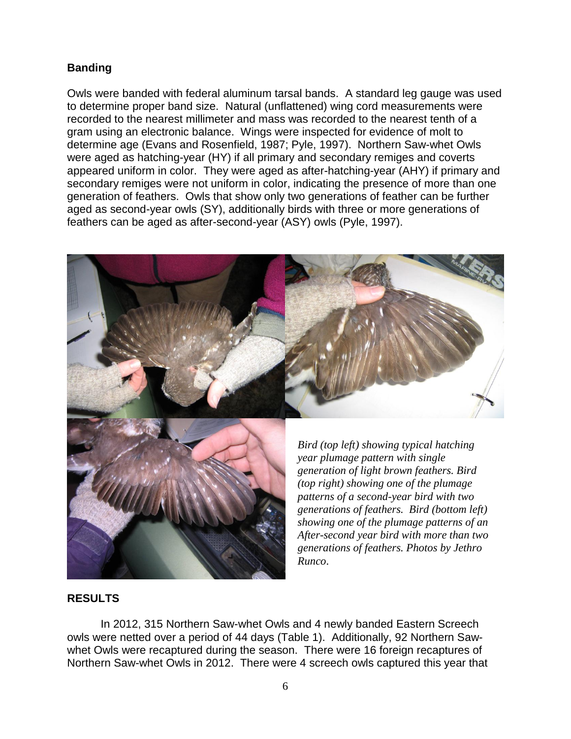## Banding

Owls were banded with federal aluminum tarsal bands. A standard leg gauge was used to determine proper band size. Natural (unflattened) wing cord measurements were recorded to the nearest millimeter and mass was recorded to the nearest tenth of a gram using an electronic balance. Wings were inspected for evidence of molt to determine age (Evans and Rosenfield, 1987; Pyle, 1997). Northern Saw-whet Owls were aged as hatching-year (HY) if all primary and secondary remiges and coverts appeared uniform in color. They were aged as after-hatching-year (AHY) if primary and secondary remiges were not uniform in color, indicating the presence of more than one generation of feathers. Owls that show only two generations of feather can be further aged as second-year owls (SY), additionally birds with three or more generations of feathers can be aged as after-second-year (ASY) owls (Pyle, 1997).

*Bird (top left) showing typical hatching year plumage pattern with single generation of light brown feathers. Bird (top right) showing one of the plumage patterns of a second-year bird with two generations of feathers. Bird (bottom left) showing one of the plumage patterns of an After-second year bird with more than two generations of feathers. Photos by Jethro Runco.*

## RESULTS

In 2012, 315 Northern Saw-whet Owls and 4 newly banded Eastern Screech owls were netted over a period of 44 days (Table 1). Additionally, 92 Northern Saw-whet Owls were recaptured during the season. There were 16 foreign recaptures of Northern Saw-whet Owls in 2012. There were 4 screech owls captured this year that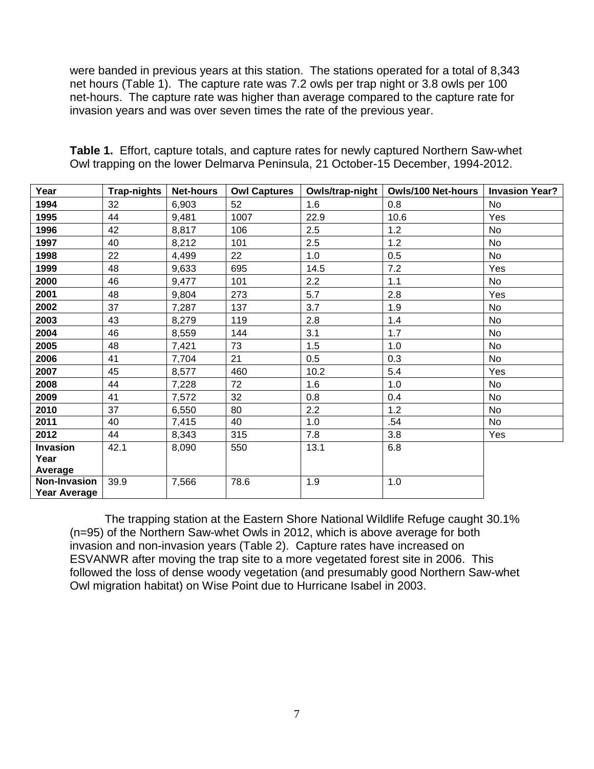were banded in previous years at this station. The stations operated for a total of 8,343 net hours (Table 1). The capture rate was 7.2 owls per trap night or 3.8 owls per 100 net-hours. The capture rate was higher than average compared to the capture rate for invasion years and was over seven times the rate of the previous year.

**Table 1.** Effort, capture totals, and capture rates for newly captured Northern Saw-whet Owl trapping on the lower Delmarva Peninsula, 21 October-15 December, 1994-2012.

| Year | Trap-nights | Net-hours | Owl Captures | Owls/trap-night | Owls/100 Net-hours | Invasion Year? |
|---|---|---|---|---|---|---|
| **1994** | 32 | 6,903 | 52 | 1.6 | 0.8 | No |
| **1995** | 44 | 9,481 | 1007 | 22.9 | 10.6 | Yes |
| **1996** | 42 | 8,817 | 106 | 2.5 | 1.2 | No |
| **1997** | 40 | 8,212 | 101 | 2.5 | 1.2 | No |
| **1998** | 22 | 4,499 | 22 | 1.0 | 0.5 | No |
| **1999** | 48 | 9,633 | 695 | 14.5 | 7.2 | Yes |
| **2000** | 46 | 9,477 | 101 | 2.2 | 1.1 | No |
| **2001** | 48 | 9,804 | 273 | 5.7 | 2.8 | Yes |
| **2002** | 37 | 7,287 | 137 | 3.7 | 1.9 | No |
| **2003** | 43 | 8,279 | 119 | 2.8 | 1.4 | No |
| **2004** | 46 | 8,559 | 144 | 3.1 | 1.7 | No |
| **2005** | 48 | 7,421 | 73 | 1.5 | 1.0 | No |
| **2006** | 41 | 7,704 | 21 | 0.5 | 0.3 | No |
| **2007** | 45 | 8,577 | 460 | 10.2 | 5.4 | Yes |
| **2008** | 44 | 7,228 | 72 | 1.6 | 1.0 | No |
| **2009** | 41 | 7,572 | 32 | 0.8 | 0.4 | No |
| **2010** | 37 | 6,550 | 80 | 2.2 | 1.2 | No |
| **2011** | 40 | 7,415 | 40 | 1.0 | .54 | No |
| **2012** | 44 | 8,343 | 315 | 7.8 | 3.8 | Yes |
| **Invasion Year Average** | 42.1 | 8,090 | 550 | 13.1 | 6.8 | |
| **Non-Invasion Year Average** | 39.9 | 7,566 | 78.6 | 1.9 | 1.0 | |

The trapping station at the Eastern Shore National Wildlife Refuge caught 30.1% (n=95) of the Northern Saw-whet Owls in 2012, which is above average for both invasion and non-invasion years (Table 2). Capture rates have increased on ESVANWR after moving the trap site to a more vegetated forest site in 2006. This followed the loss of dense woody vegetation (and presumably good Northern Saw-whet Owl migration habitat) on Wise Point due to Hurricane Isabel in 2003.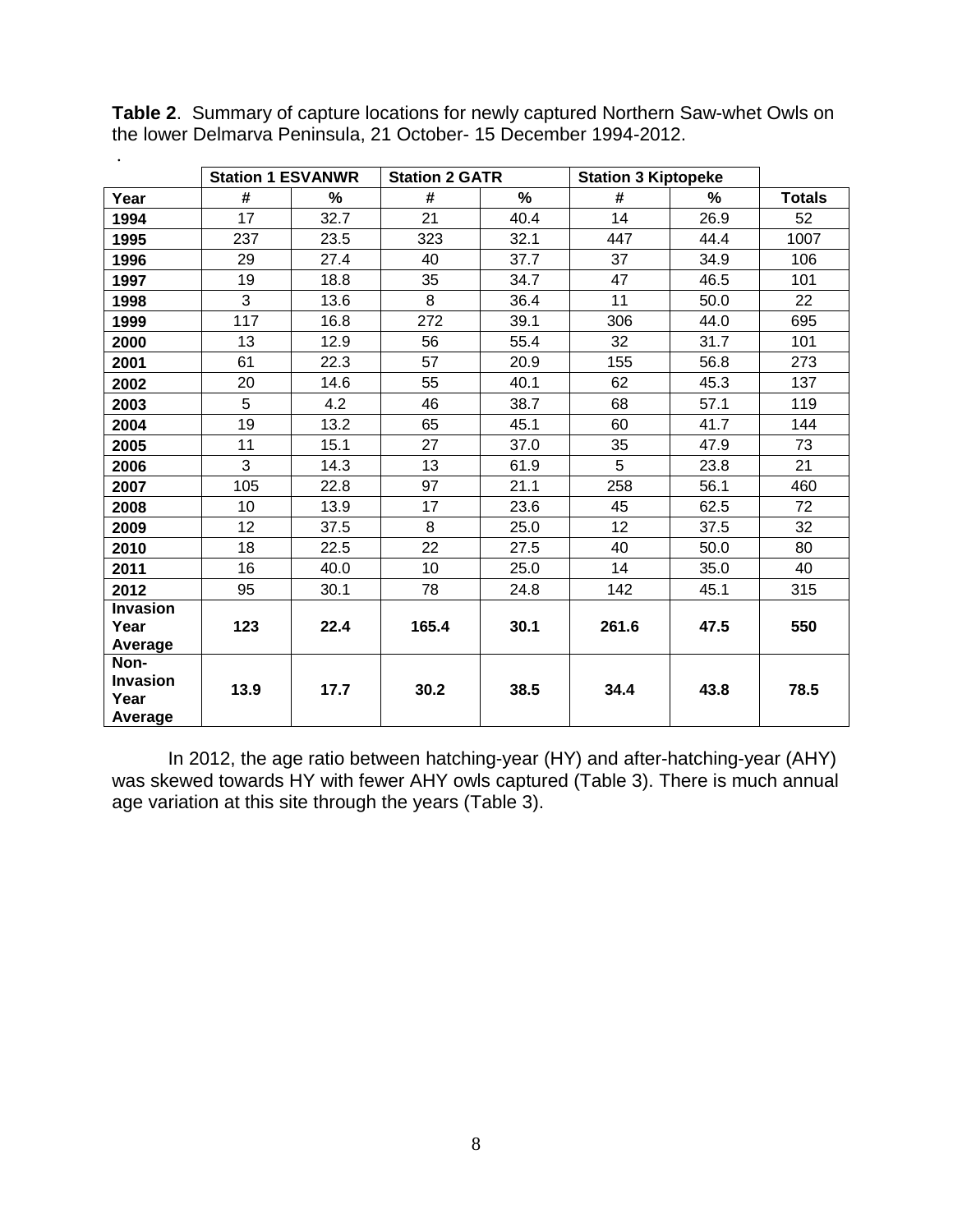**Table 2**. Summary of capture locations for newly captured Northern Saw-whet Owls on the lower Delmarva Peninsula, 21 October- 15 December 1994-2012.

.

| | Station 1 ESVANWR | | Station 2 GATR | | Station 3 Kiptopeke | | |
|---|---|---|---|---|---|---|---|
| **Year** | **#** | **%** | **#** | **%** | **#** | **%** | **Totals** |
| **1994** | 17 | 32.7 | 21 | 40.4 | 14 | 26.9 | 52 |
| **1995** | 237 | 23.5 | 323 | 32.1 | 447 | 44.4 | 1007 |
| **1996** | 29 | 27.4 | 40 | 37.7 | 37 | 34.9 | 106 |
| **1997** | 19 | 18.8 | 35 | 34.7 | 47 | 46.5 | 101 |
| **1998** | 3 | 13.6 | 8 | 36.4 | 11 | 50.0 | 22 |
| **1999** | 117 | 16.8 | 272 | 39.1 | 306 | 44.0 | 695 |
| **2000** | 13 | 12.9 | 56 | 55.4 | 32 | 31.7 | 101 |
| **2001** | 61 | 22.3 | 57 | 20.9 | 155 | 56.8 | 273 |
| **2002** | 20 | 14.6 | 55 | 40.1 | 62 | 45.3 | 137 |
| **2003** | 5 | 4.2 | 46 | 38.7 | 68 | 57.1 | 119 |
| **2004** | 19 | 13.2 | 65 | 45.1 | 60 | 41.7 | 144 |
| **2005** | 11 | 15.1 | 27 | 37.0 | 35 | 47.9 | 73 |
| **2006** | 3 | 14.3 | 13 | 61.9 | 5 | 23.8 | 21 |
| **2007** | 105 | 22.8 | 97 | 21.1 | 258 | 56.1 | 460 |
| **2008** | 10 | 13.9 | 17 | 23.6 | 45 | 62.5 | 72 |
| **2009** | 12 | 37.5 | 8 | 25.0 | 12 | 37.5 | 32 |
| **2010** | 18 | 22.5 | 22 | 27.5 | 40 | 50.0 | 80 |
| **2011** | 16 | 40.0 | 10 | 25.0 | 14 | 35.0 | 40 |
| **2012** | 95 | 30.1 | 78 | 24.8 | 142 | 45.1 | 315 |
| **Invasion Year Average** | **123** | **22.4** | **165.4** | **30.1** | **261.6** | **47.5** | **550** |
| **Non-Invasion Year Average** | **13.9** | **17.7** | **30.2** | **38.5** | **34.4** | **43.8** | **78.5** |

In 2012, the age ratio between hatching-year (HY) and after-hatching-year (AHY) was skewed towards HY with fewer AHY owls captured (Table 3). There is much annual age variation at this site through the years (Table 3).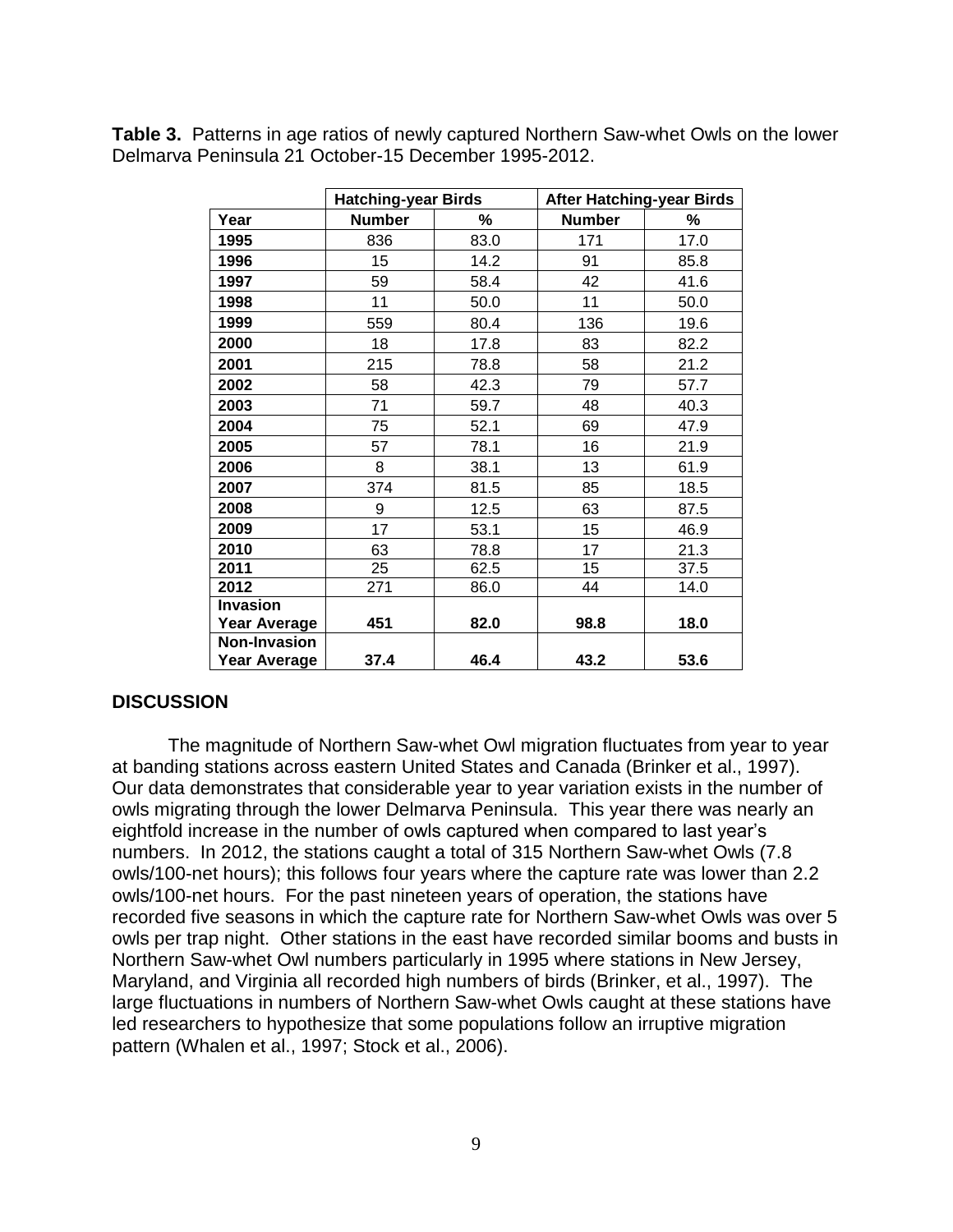**Table 3.** Patterns in age ratios of newly captured Northern Saw-whet Owls on the lower Delmarva Peninsula 21 October-15 December 1995-2012.

| | Hatching-year Birds | | After Hatching-year Birds | |
|---|---|---|---|---|
| **Year** | **Number** | **%** | **Number** | **%** |
| **1995** | 836 | 83.0 | 171 | 17.0 |
| **1996** | 15 | 14.2 | 91 | 85.8 |
| **1997** | 59 | 58.4 | 42 | 41.6 |
| **1998** | 11 | 50.0 | 11 | 50.0 |
| **1999** | 559 | 80.4 | 136 | 19.6 |
| **2000** | 18 | 17.8 | 83 | 82.2 |
| **2001** | 215 | 78.8 | 58 | 21.2 |
| **2002** | 58 | 42.3 | 79 | 57.7 |
| **2003** | 71 | 59.7 | 48 | 40.3 |
| **2004** | 75 | 52.1 | 69 | 47.9 |
| **2005** | 57 | 78.1 | 16 | 21.9 |
| **2006** | 8 | 38.1 | 13 | 61.9 |
| **2007** | 374 | 81.5 | 85 | 18.5 |
| **2008** | 9 | 12.5 | 63 | 87.5 |
| **2009** | 17 | 53.1 | 15 | 46.9 |
| **2010** | 63 | 78.8 | 17 | 21.3 |
| **2011** | 25 | 62.5 | 15 | 37.5 |
| **2012** | 271 | 86.0 | 44 | 14.0 |
| **Invasion Year Average** | **451** | **82.0** | **98.8** | **18.0** |
| **Non-Invasion Year Average** | **37.4** | **46.4** | **43.2** | **53.6** |

## DISCUSSION

The magnitude of Northern Saw-whet Owl migration fluctuates from year to year at banding stations across eastern United States and Canada (Brinker et al., 1997). Our data demonstrates that considerable year to year variation exists in the number of owls migrating through the lower Delmarva Peninsula. This year there was nearly an eightfold increase in the number of owls captured when compared to last year's numbers. In 2012, the stations caught a total of 315 Northern Saw-whet Owls (7.8 owls/100-net hours); this follows four years where the capture rate was lower than 2.2 owls/100-net hours. For the past nineteen years of operation, the stations have recorded five seasons in which the capture rate for Northern Saw-whet Owls was over 5 owls per trap night. Other stations in the east have recorded similar booms and busts in Northern Saw-whet Owl numbers particularly in 1995 where stations in New Jersey, Maryland, and Virginia all recorded high numbers of birds (Brinker, et al., 1997). The large fluctuations in numbers of Northern Saw-whet Owls caught at these stations have led researchers to hypothesize that some populations follow an irruptive migration pattern (Whalen et al., 1997; Stock et al., 2006).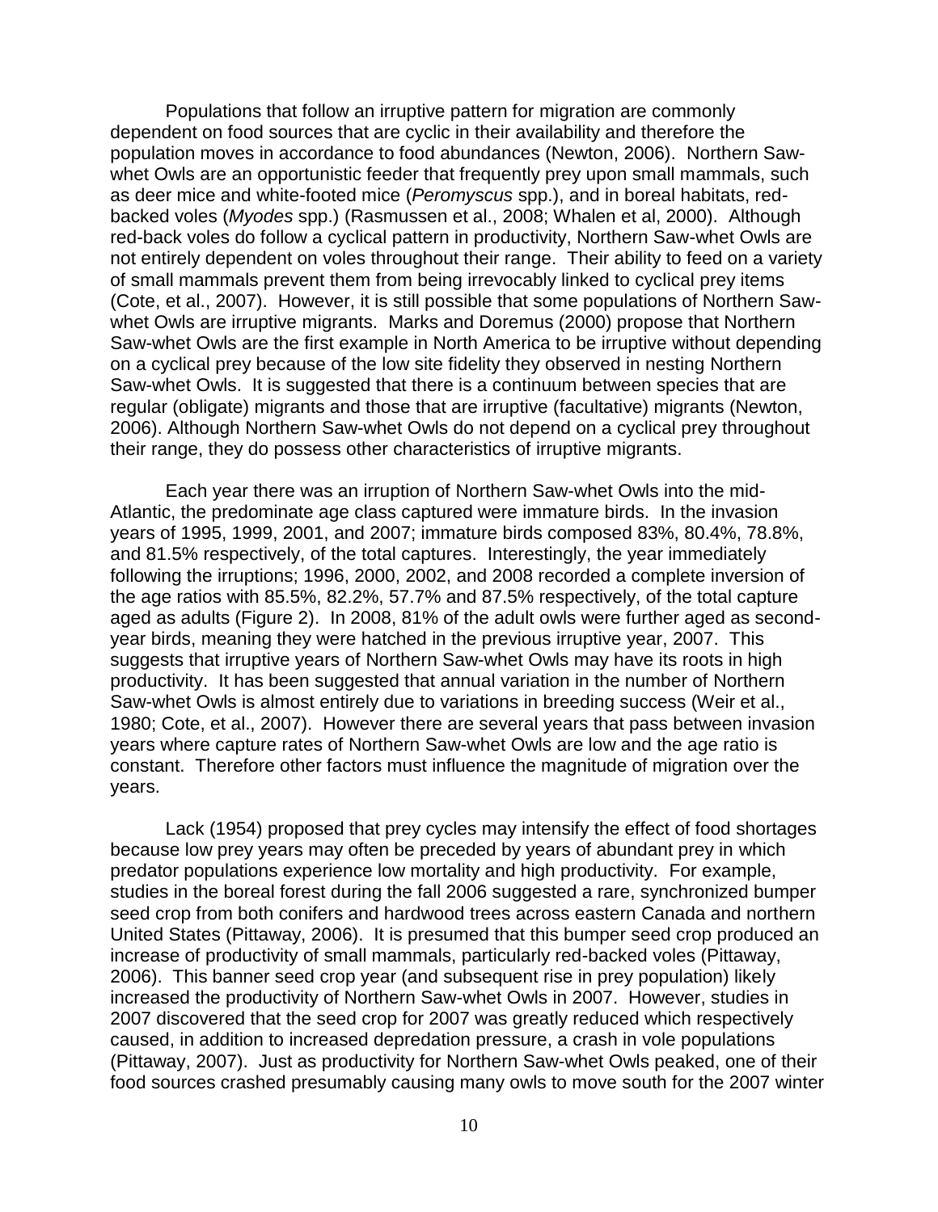Populations that follow an irruptive pattern for migration are commonly dependent on food sources that are cyclic in their availability and therefore the population moves in accordance to food abundances (Newton, 2006). Northern Saw-whet Owls are an opportunistic feeder that frequently prey upon small mammals, such as deer mice and white-footed mice (*Peromyscus* spp.), and in boreal habitats, red-backed voles (*Myodes* spp.) (Rasmussen et al., 2008; Whalen et al, 2000). Although red-back voles do follow a cyclical pattern in productivity, Northern Saw-whet Owls are not entirely dependent on voles throughout their range. Their ability to feed on a variety of small mammals prevent them from being irrevocably linked to cyclical prey items (Cote, et al., 2007). However, it is still possible that some populations of Northern Saw-whet Owls are irruptive migrants. Marks and Doremus (2000) propose that Northern Saw-whet Owls are the first example in North America to be irruptive without depending on a cyclical prey because of the low site fidelity they observed in nesting Northern Saw-whet Owls. It is suggested that there is a continuum between species that are regular (obligate) migrants and those that are irruptive (facultative) migrants (Newton, 2006). Although Northern Saw-whet Owls do not depend on a cyclical prey throughout their range, they do possess other characteristics of irruptive migrants.

Each year there was an irruption of Northern Saw-whet Owls into the mid-Atlantic, the predominate age class captured were immature birds. In the invasion years of 1995, 1999, 2001, and 2007; immature birds composed 83%, 80.4%, 78.8%, and 81.5% respectively, of the total captures. Interestingly, the year immediately following the irruptions; 1996, 2000, 2002, and 2008 recorded a complete inversion of the age ratios with 85.5%, 82.2%, 57.7% and 87.5% respectively, of the total capture aged as adults (Figure 2). In 2008, 81% of the adult owls were further aged as second-year birds, meaning they were hatched in the previous irruptive year, 2007. This suggests that irruptive years of Northern Saw-whet Owls may have its roots in high productivity. It has been suggested that annual variation in the number of Northern Saw-whet Owls is almost entirely due to variations in breeding success (Weir et al., 1980; Cote, et al., 2007). However there are several years that pass between invasion years where capture rates of Northern Saw-whet Owls are low and the age ratio is constant. Therefore other factors must influence the magnitude of migration over the years.

Lack (1954) proposed that prey cycles may intensify the effect of food shortages because low prey years may often be preceded by years of abundant prey in which predator populations experience low mortality and high productivity. For example, studies in the boreal forest during the fall 2006 suggested a rare, synchronized bumper seed crop from both conifers and hardwood trees across eastern Canada and northern United States (Pittaway, 2006). It is presumed that this bumper seed crop produced an increase of productivity of small mammals, particularly red-backed voles (Pittaway, 2006). This banner seed crop year (and subsequent rise in prey population) likely increased the productivity of Northern Saw-whet Owls in 2007. However, studies in 2007 discovered that the seed crop for 2007 was greatly reduced which respectively caused, in addition to increased depredation pressure, a crash in vole populations (Pittaway, 2007). Just as productivity for Northern Saw-whet Owls peaked, one of their food sources crashed presumably causing many owls to move south for the 2007 winter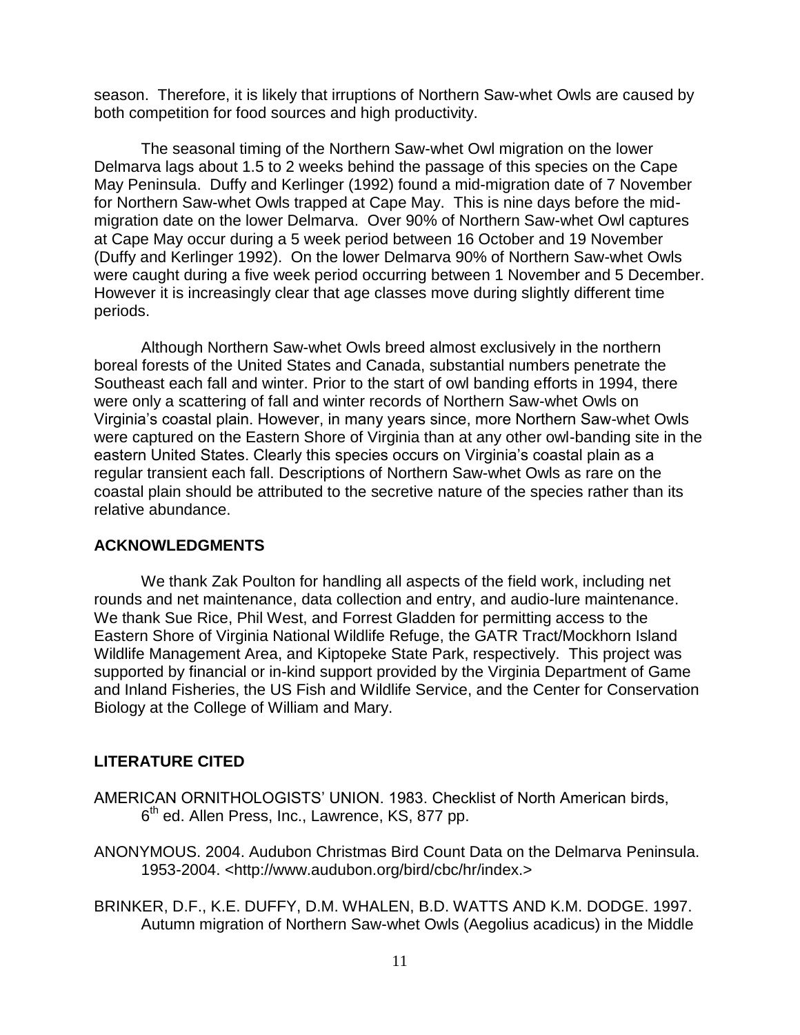season. Therefore, it is likely that irruptions of Northern Saw-whet Owls are caused by both competition for food sources and high productivity.

The seasonal timing of the Northern Saw-whet Owl migration on the lower Delmarva lags about 1.5 to 2 weeks behind the passage of this species on the Cape May Peninsula. Duffy and Kerlinger (1992) found a mid-migration date of 7 November for Northern Saw-whet Owls trapped at Cape May. This is nine days before the mid-migration date on the lower Delmarva. Over 90% of Northern Saw-whet Owl captures at Cape May occur during a 5 week period between 16 October and 19 November (Duffy and Kerlinger 1992). On the lower Delmarva 90% of Northern Saw-whet Owls were caught during a five week period occurring between 1 November and 5 December. However it is increasingly clear that age classes move during slightly different time periods.

Although Northern Saw-whet Owls breed almost exclusively in the northern boreal forests of the United States and Canada, substantial numbers penetrate the Southeast each fall and winter. Prior to the start of owl banding efforts in 1994, there were only a scattering of fall and winter records of Northern Saw-whet Owls on Virginia's coastal plain. However, in many years since, more Northern Saw-whet Owls were captured on the Eastern Shore of Virginia than at any other owl-banding site in the eastern United States. Clearly this species occurs on Virginia's coastal plain as a regular transient each fall. Descriptions of Northern Saw-whet Owls as rare on the coastal plain should be attributed to the secretive nature of the species rather than its relative abundance.

## ACKNOWLEDGMENTS

We thank Zak Poulton for handling all aspects of the field work, including net rounds and net maintenance, data collection and entry, and audio-lure maintenance. We thank Sue Rice, Phil West, and Forrest Gladden for permitting access to the Eastern Shore of Virginia National Wildlife Refuge, the GATR Tract/Mockhorn Island Wildlife Management Area, and Kiptopeke State Park, respectively. This project was supported by financial or in-kind support provided by the Virginia Department of Game and Inland Fisheries, the US Fish and Wildlife Service, and the Center for Conservation Biology at the College of William and Mary.

## LITERATURE CITED

AMERICAN ORNITHOLOGISTS' UNION. 1983. Checklist of North American birds, 6th ed. Allen Press, Inc., Lawrence, KS, 877 pp.

ANONYMOUS. 2004. Audubon Christmas Bird Count Data on the Delmarva Peninsula. 1953-2004. <http://www.audubon.org/bird/cbc/hr/index.>

BRINKER, D.F., K.E. DUFFY, D.M. WHALEN, B.D. WATTS AND K.M. DODGE. 1997. Autumn migration of Northern Saw-whet Owls (Aegolius acadicus) in the Middle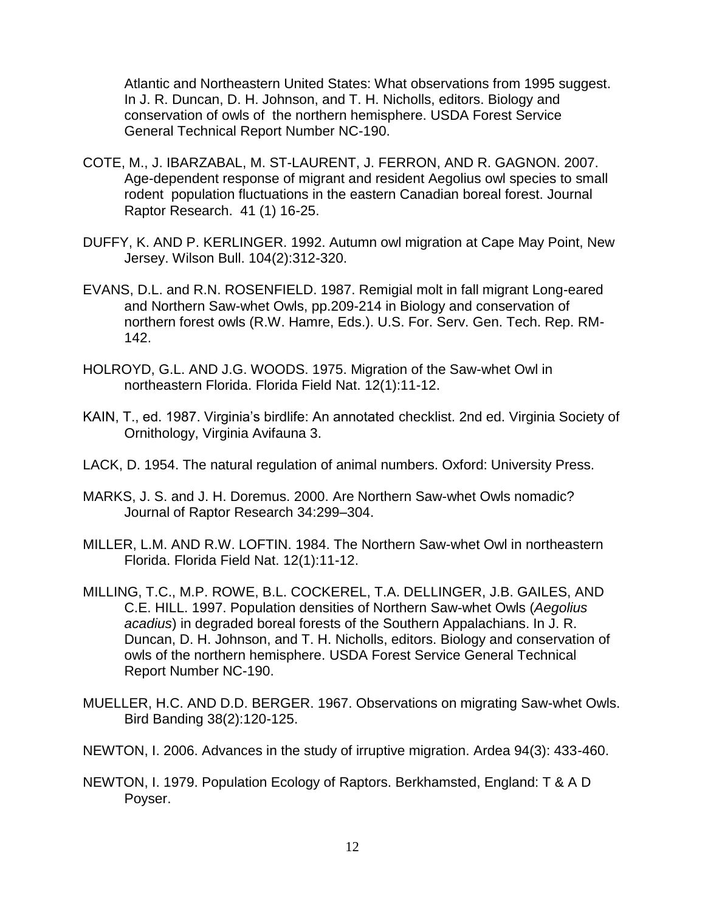Atlantic and Northeastern United States: What observations from 1995 suggest. In J. R. Duncan, D. H. Johnson, and T. H. Nicholls, editors. Biology and conservation of owls of the northern hemisphere. USDA Forest Service General Technical Report Number NC-190.

COTE, M., J. IBARZABAL, M. ST-LAURENT, J. FERRON, AND R. GAGNON. 2007. Age-dependent response of migrant and resident Aegolius owl species to small rodent population fluctuations in the eastern Canadian boreal forest. Journal Raptor Research. 41 (1) 16-25.

DUFFY, K. AND P. KERLINGER. 1992. Autumn owl migration at Cape May Point, New Jersey. Wilson Bull. 104(2):312-320.

EVANS, D.L. and R.N. ROSENFIELD. 1987. Remigial molt in fall migrant Long-eared and Northern Saw-whet Owls, pp.209-214 in Biology and conservation of northern forest owls (R.W. Hamre, Eds.). U.S. For. Serv. Gen. Tech. Rep. RM-142.

HOLROYD, G.L. AND J.G. WOODS. 1975. Migration of the Saw-whet Owl in northeastern Florida. Florida Field Nat. 12(1):11-12.

KAIN, T., ed. 1987. Virginia's birdlife: An annotated checklist. 2nd ed. Virginia Society of Ornithology, Virginia Avifauna 3.

LACK, D. 1954. The natural regulation of animal numbers. Oxford: University Press.

MARKS, J. S. and J. H. Doremus. 2000. Are Northern Saw-whet Owls nomadic? Journal of Raptor Research 34:299–304.

MILLER, L.M. AND R.W. LOFTIN. 1984. The Northern Saw-whet Owl in northeastern Florida. Florida Field Nat. 12(1):11-12.

MILLING, T.C., M.P. ROWE, B.L. COCKEREL, T.A. DELLINGER, J.B. GAILES, AND C.E. HILL. 1997. Population densities of Northern Saw-whet Owls (*Aegolius acadius*) in degraded boreal forests of the Southern Appalachians. In J. R. Duncan, D. H. Johnson, and T. H. Nicholls, editors. Biology and conservation of owls of the northern hemisphere. USDA Forest Service General Technical Report Number NC-190.

MUELLER, H.C. AND D.D. BERGER. 1967. Observations on migrating Saw-whet Owls. Bird Banding 38(2):120-125.

NEWTON, I. 2006. Advances in the study of irruptive migration. Ardea 94(3): 433-460.

NEWTON, I. 1979. Population Ecology of Raptors. Berkhamsted, England: T & A D Poyser.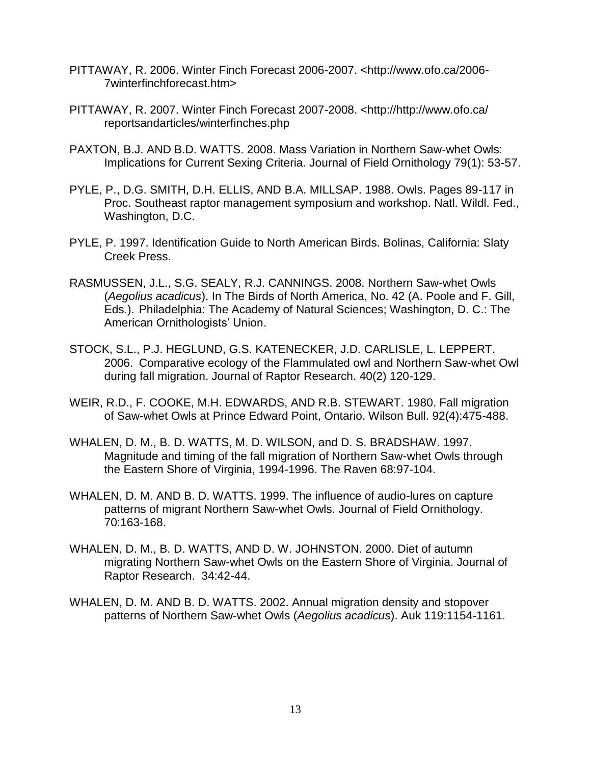PITTAWAY, R. 2006. Winter Finch Forecast 2006-2007. <http://www.ofo.ca/2006-7winterfinchforecast.htm>

PITTAWAY, R. 2007. Winter Finch Forecast 2007-2008. <http://http://www.ofo.ca/reportsandarticles/winterfinches.php

PAXTON, B.J. AND B.D. WATTS. 2008. Mass Variation in Northern Saw-whet Owls: Implications for Current Sexing Criteria. Journal of Field Ornithology 79(1): 53-57.

PYLE, P., D.G. SMITH, D.H. ELLIS, AND B.A. MILLSAP. 1988. Owls. Pages 89-117 in Proc. Southeast raptor management symposium and workshop. Natl. Wildl. Fed., Washington, D.C.

PYLE, P. 1997. Identification Guide to North American Birds. Bolinas, California: Slaty Creek Press.

RASMUSSEN, J.L., S.G. SEALY, R.J. CANNINGS. 2008. Northern Saw-whet Owls (*Aegolius acadicus*). In The Birds of North America, No. 42 (A. Poole and F. Gill, Eds.). Philadelphia: The Academy of Natural Sciences; Washington, D. C.: The American Ornithologists' Union.

STOCK, S.L., P.J. HEGLUND, G.S. KATENECKER, J.D. CARLISLE, L. LEPPERT. 2006. Comparative ecology of the Flammulated owl and Northern Saw-whet Owl during fall migration. Journal of Raptor Research. 40(2) 120-129.

WEIR, R.D., F. COOKE, M.H. EDWARDS, AND R.B. STEWART. 1980. Fall migration of Saw-whet Owls at Prince Edward Point, Ontario. Wilson Bull. 92(4):475-488.

WHALEN, D. M., B. D. WATTS, M. D. WILSON, and D. S. BRADSHAW. 1997. Magnitude and timing of the fall migration of Northern Saw-whet Owls through the Eastern Shore of Virginia, 1994-1996. The Raven 68:97-104.

WHALEN, D. M. AND B. D. WATTS. 1999. The influence of audio-lures on capture patterns of migrant Northern Saw-whet Owls. Journal of Field Ornithology. 70:163-168.

WHALEN, D. M., B. D. WATTS, AND D. W. JOHNSTON. 2000. Diet of autumn migrating Northern Saw-whet Owls on the Eastern Shore of Virginia. Journal of Raptor Research. 34:42-44.

WHALEN, D. M. AND B. D. WATTS. 2002. Annual migration density and stopover patterns of Northern Saw-whet Owls (*Aegolius acadicus*). Auk 119:1154-1161.